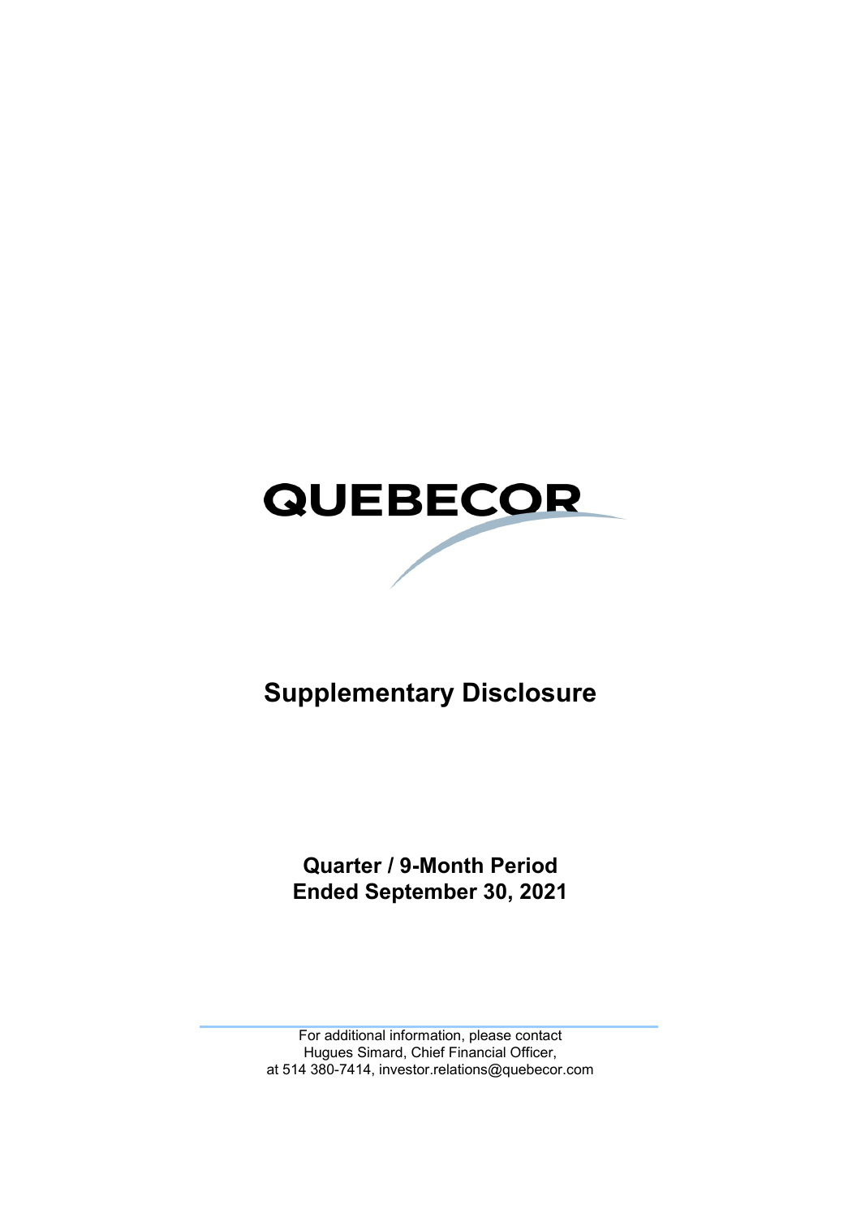QUEBECOR

# Supplementary Disclosure

**Quarter / 9-Month Period**
**Ended September 30, 2021**

For additional information, please contact
Hugues Simard, Chief Financial Officer,
at 514 380-7414, investor.relations@quebecor.com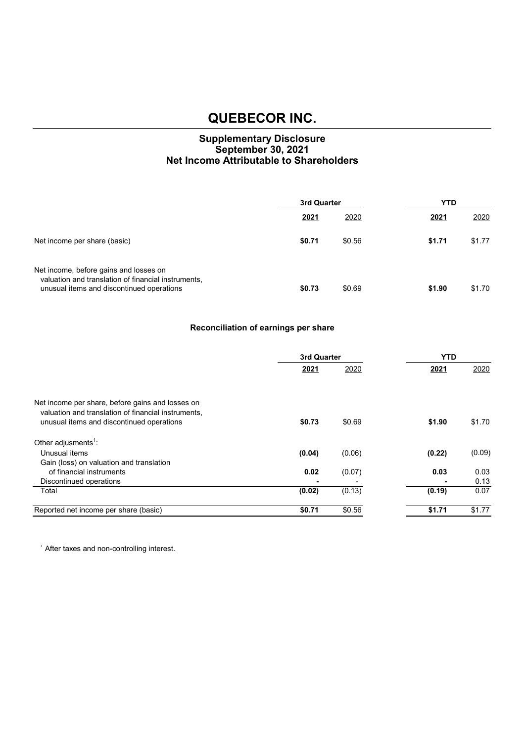# QUEBECOR INC.

## Supplementary Disclosure
## September 30, 2021
## Net Income Attributable to Shareholders

| | 3rd Quarter | | YTD | |
|---|---|---|---|---|
| | **2021** | 2020 | **2021** | 2020 |
| Net income per share (basic) | **$0.71** | $0.56 | **$1.71** | $1.77 |
| Net income, before gains and losses on valuation and translation of financial instruments, unusual items and discontinued operations | **$0.73** | $0.69 | **$1.90** | $1.70 |

### Reconciliation of earnings per share

| | 3rd Quarter | | YTD | |
|---|---|---|---|---|
| | **2021** | 2020 | **2021** | 2020 |
| Net income per share, before gains and losses on valuation and translation of financial instruments, unusual items and discontinued operations | **$0.73** | $0.69 | **$1.90** | $1.70 |
| Other adjusments[1]: | | | | |
| Unusual items | **(0.04)** | (0.06) | **(0.22)** | (0.09) |
| Gain (loss) on valuation and translation of financial instruments | **0.02** | (0.07) | **0.03** | 0.03 |
| Discontinued operations | **-** | - | **-** | 0.13 |
| Total | **(0.02)** | (0.13) | **(0.19)** | 0.07 |
| Reported net income per share (basic) | **$0.71** | $0.56 | **$1.71** | $1.77 |

[1] After taxes and non-controlling interest.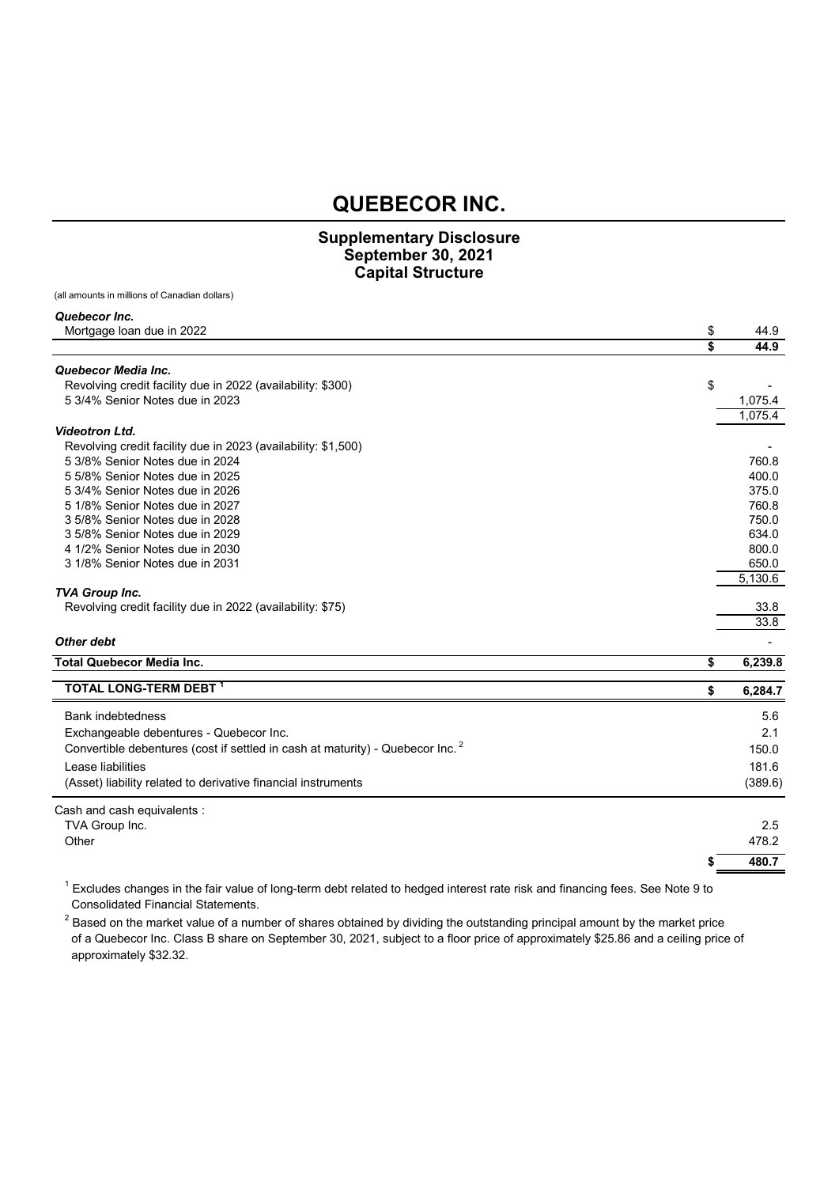# QUEBECOR INC.

## Supplementary Disclosure
## September 30, 2021
## Capital Structure

(all amounts in millions of Canadian dollars)

| | | |
|---|---|---|
| ***Quebecor Inc.*** | | |
| Mortgage loan due in 2022 | $ | 44.9 |
| | **$** | **44.9** |
| ***Quebecor Media Inc.*** | | |
| Revolving credit facility due in 2022 (availability: $300) | $ | - |
| 5 3/4% Senior Notes due in 2023 | | 1,075.4 |
| | | 1,075.4 |
| ***Videotron Ltd.*** | | |
| Revolving credit facility due in 2023 (availability: $1,500) | | - |
| 5 3/8% Senior Notes due in 2024 | | 760.8 |
| 5 5/8% Senior Notes due in 2025 | | 400.0 |
| 5 3/4% Senior Notes due in 2026 | | 375.0 |
| 5 1/8% Senior Notes due in 2027 | | 760.8 |
| 3 5/8% Senior Notes due in 2028 | | 750.0 |
| 3 5/8% Senior Notes due in 2029 | | 634.0 |
| 4 1/2% Senior Notes due in 2030 | | 800.0 |
| 3 1/8% Senior Notes due in 2031 | | 650.0 |
| | | 5,130.6 |
| ***TVA Group Inc.*** | | |
| Revolving credit facility due in 2022 (availability: $75) | | 33.8 |
| | | 33.8 |
| ***Other debt*** | | - |
| **Total Quebecor Media Inc.** | **$** | **6,239.8** |
| **TOTAL LONG-TERM DEBT [1]** | **$** | **6,284.7** |
| Bank indebtedness | | 5.6 |
| Exchangeable debentures - Quebecor Inc. | | 2.1 |
| Convertible debentures (cost if settled in cash at maturity) - Quebecor Inc. [2] | | 150.0 |
| Lease liabilities | | 181.6 |
| (Asset) liability related to derivative financial instruments | | (389.6) |
| Cash and cash equivalents : | | |
| TVA Group Inc. | | 2.5 |
| Other | | 478.2 |
| | **$** | **480.7** |

[1] Excludes changes in the fair value of long-term debt related to hedged interest rate risk and financing fees. See Note 9 to Consolidated Financial Statements.

[2] Based on the market value of a number of shares obtained by dividing the outstanding principal amount by the market price of a Quebecor Inc. Class B share on September 30, 2021, subject to a floor price of approximately $25.86 and a ceiling price of approximately $32.32.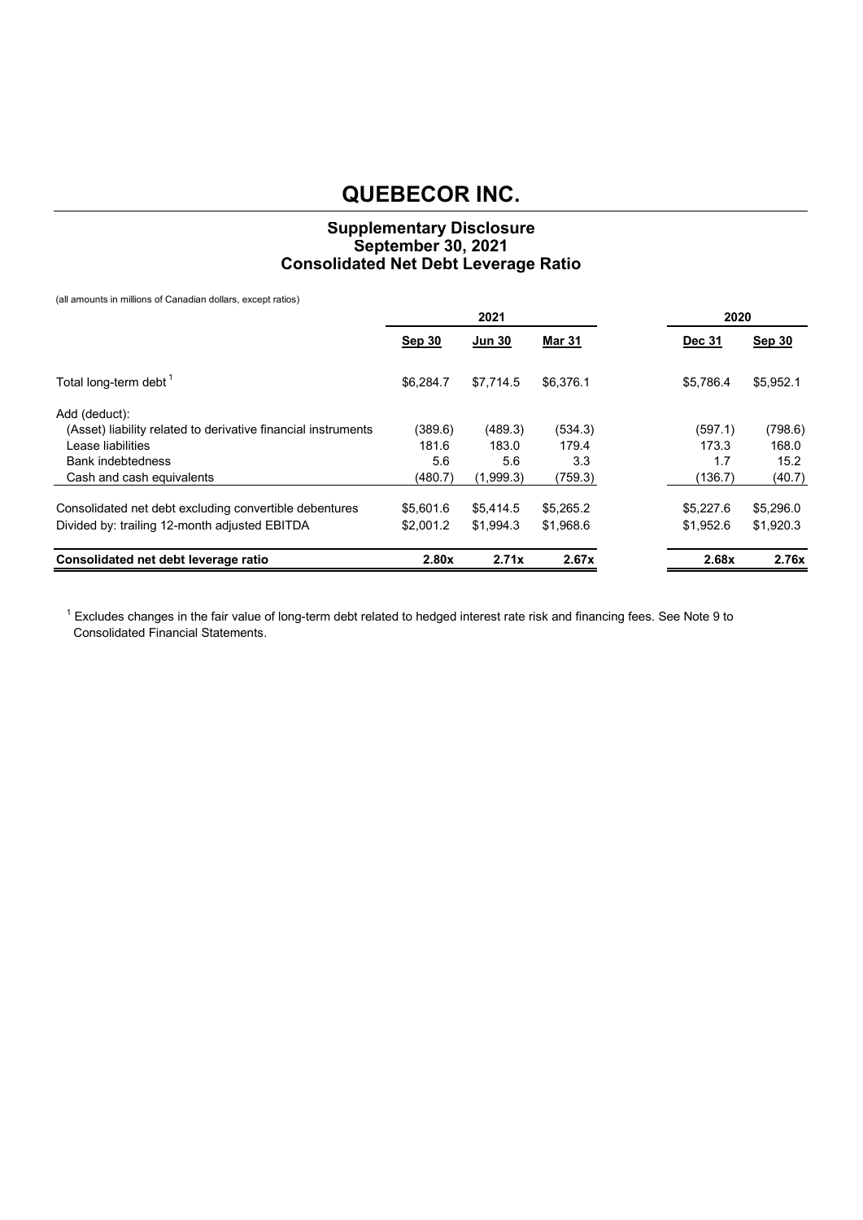# QUEBECOR INC.

## Supplementary Disclosure
## September 30, 2021
## Consolidated Net Debt Leverage Ratio

(all amounts in millions of Canadian dollars, except ratios)

| | 2021 | | | 2020 | |
|---|---|---|---|---|---|
| | **Sep 30** | **Jun 30** | **Mar 31** | **Dec 31** | **Sep 30** |
| Total long-term debt [1] | $6,284.7 | $7,714.5 | $6,376.1 | $5,786.4 | $5,952.1 |
| Add (deduct): | | | | | |
| (Asset) liability related to derivative financial instruments | (389.6) | (489.3) | (534.3) | (597.1) | (798.6) |
| Lease liabilities | 181.6 | 183.0 | 179.4 | 173.3 | 168.0 |
| Bank indebtedness | 5.6 | 5.6 | 3.3 | 1.7 | 15.2 |
| Cash and cash equivalents | (480.7) | (1,999.3) | (759.3) | (136.7) | (40.7) |
| Consolidated net debt excluding convertible debentures | $5,601.6 | $5,414.5 | $5,265.2 | $5,227.6 | $5,296.0 |
| Divided by: trailing 12-month adjusted EBITDA | $2,001.2 | $1,994.3 | $1,968.6 | $1,952.6 | $1,920.3 |
| **Consolidated net debt leverage ratio** | **2.80x** | **2.71x** | **2.67x** | **2.68x** | **2.76x** |

[1] Excludes changes in the fair value of long-term debt related to hedged interest rate risk and financing fees. See Note 9 to Consolidated Financial Statements.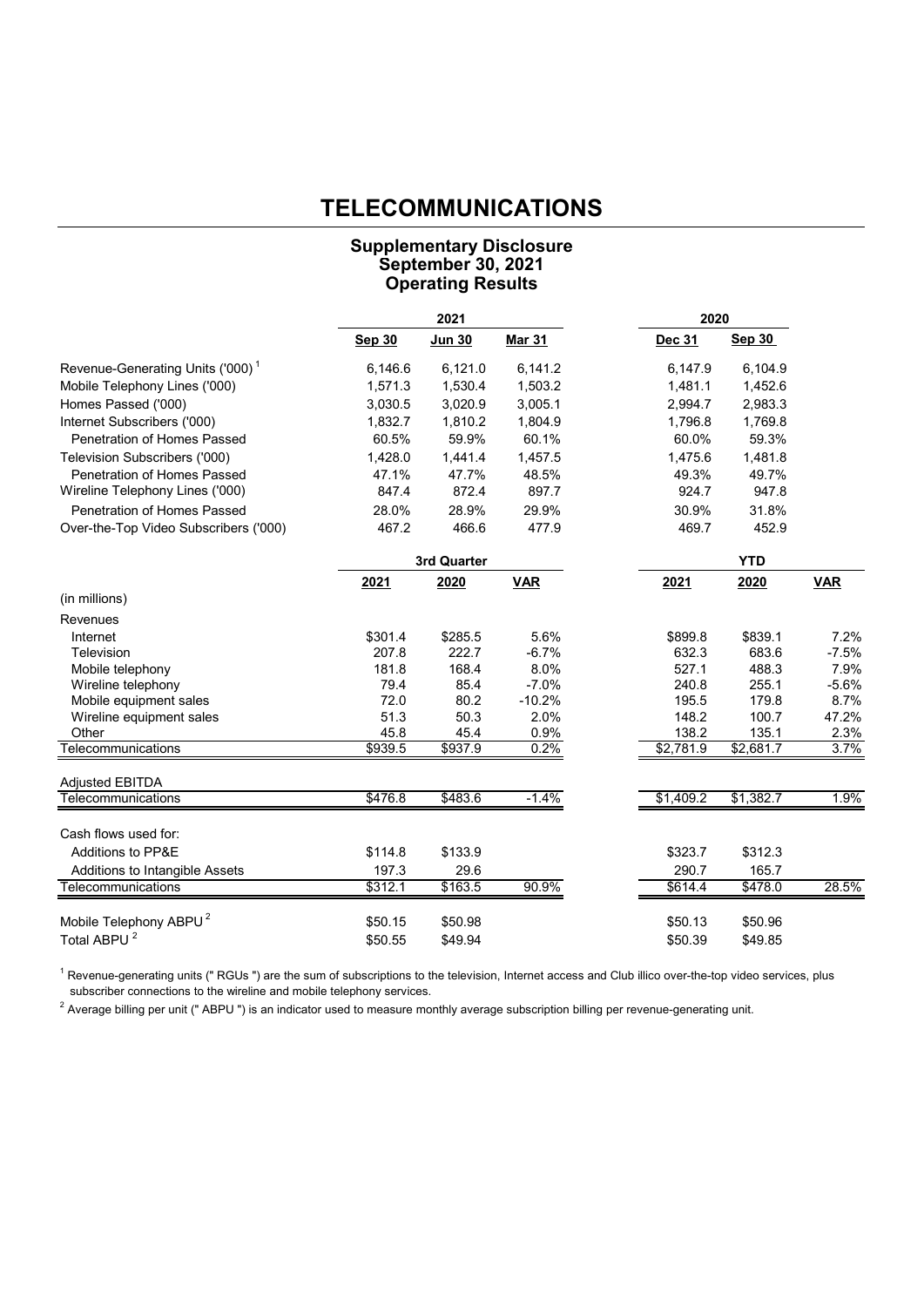# TELECOMMUNICATIONS

## Supplementary Disclosure
## September 30, 2021
## Operating Results

| | 2021 | | | 2020 | |
|---|---|---|---|---|---|
| | **Sep 30** | **Jun 30** | **Mar 31** | **Dec 31** | **Sep 30** |
| Revenue-Generating Units ('000) [1] | 6,146.6 | 6,121.0 | 6,141.2 | 6,147.9 | 6,104.9 |
| Mobile Telephony Lines ('000) | 1,571.3 | 1,530.4 | 1,503.2 | 1,481.1 | 1,452.6 |
| Homes Passed ('000) | 3,030.5 | 3,020.9 | 3,005.1 | 2,994.7 | 2,983.3 |
| Internet Subscribers ('000) | 1,832.7 | 1,810.2 | 1,804.9 | 1,796.8 | 1,769.8 |
| Penetration of Homes Passed | 60.5% | 59.9% | 60.1% | 60.0% | 59.3% |
| Television Subscribers ('000) | 1,428.0 | 1,441.4 | 1,457.5 | 1,475.6 | 1,481.8 |
| Penetration of Homes Passed | 47.1% | 47.7% | 48.5% | 49.3% | 49.7% |
| Wireline Telephony Lines ('000) | 847.4 | 872.4 | 897.7 | 924.7 | 947.8 |
| Penetration of Homes Passed | 28.0% | 28.9% | 29.9% | 30.9% | 31.8% |
| Over-the-Top Video Subscribers ('000) | 467.2 | 466.6 | 477.9 | 469.7 | 452.9 |

| | 3rd Quarter | | | YTD | | |
|---|---|---|---|---|---|---|
| | **2021** | **2020** | **VAR** | **2021** | **2020** | **VAR** |
| (in millions) | | | | | | |
| Revenues | | | | | | |
| Internet | $301.4 | $285.5 | 5.6% | $899.8 | $839.1 | 7.2% |
| Television | 207.8 | 222.7 | -6.7% | 632.3 | 683.6 | -7.5% |
| Mobile telephony | 181.8 | 168.4 | 8.0% | 527.1 | 488.3 | 7.9% |
| Wireline telephony | 79.4 | 85.4 | -7.0% | 240.8 | 255.1 | -5.6% |
| Mobile equipment sales | 72.0 | 80.2 | -10.2% | 195.5 | 179.8 | 8.7% |
| Wireline equipment sales | 51.3 | 50.3 | 2.0% | 148.2 | 100.7 | 47.2% |
| Other | 45.8 | 45.4 | 0.9% | 138.2 | 135.1 | 2.3% |
| Telecommunications | $939.5 | $937.9 | 0.2% | $2,781.9 | $2,681.7 | 3.7% |
| Adjusted EBITDA | | | | | | |
| Telecommunications | $476.8 | $483.6 | -1.4% | $1,409.2 | $1,382.7 | 1.9% |
| Cash flows used for: | | | | | | |
| Additions to PP&E | $114.8 | $133.9 | | $323.7 | $312.3 | |
| Additions to Intangible Assets | 197.3 | 29.6 | | 290.7 | 165.7 | |
| Telecommunications | $312.1 | $163.5 | 90.9% | $614.4 | $478.0 | 28.5% |
| Mobile Telephony ABPU [2] | $50.15 | $50.98 | | $50.13 | $50.96 | |
| Total ABPU [2] | $50.55 | $49.94 | | $50.39 | $49.85 | |

[1] Revenue-generating units (" RGUs ") are the sum of subscriptions to the television, Internet access and Club illico over-the-top video services, plus subscriber connections to the wireline and mobile telephony services.

[2] Average billing per unit (" ABPU ") is an indicator used to measure monthly average subscription billing per revenue-generating unit.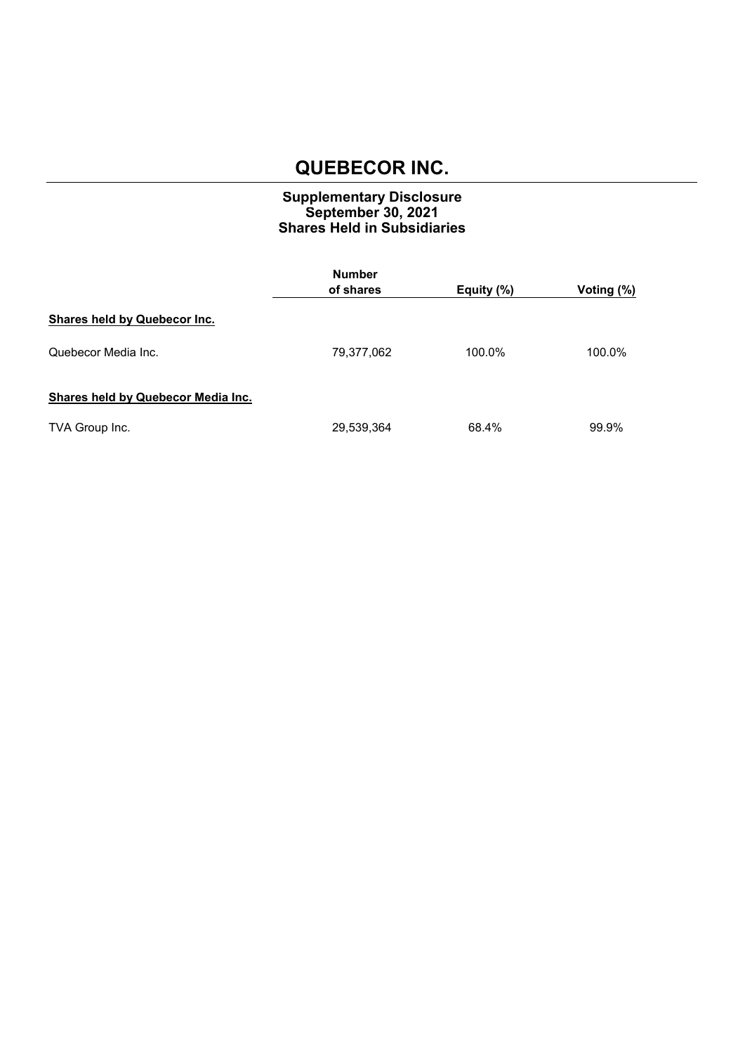# QUEBECOR INC.

## Supplementary Disclosure
## September 30, 2021
## Shares Held in Subsidiaries

| | Number of shares | Equity (%) | Voting (%) |
|---|---|---|---|
| **Shares held by Quebecor Inc.** | | | |
| Quebecor Media Inc. | 79,377,062 | 100.0% | 100.0% |
| **Shares held by Quebecor Media Inc.** | | | |
| TVA Group Inc. | 29,539,364 | 68.4% | 99.9% |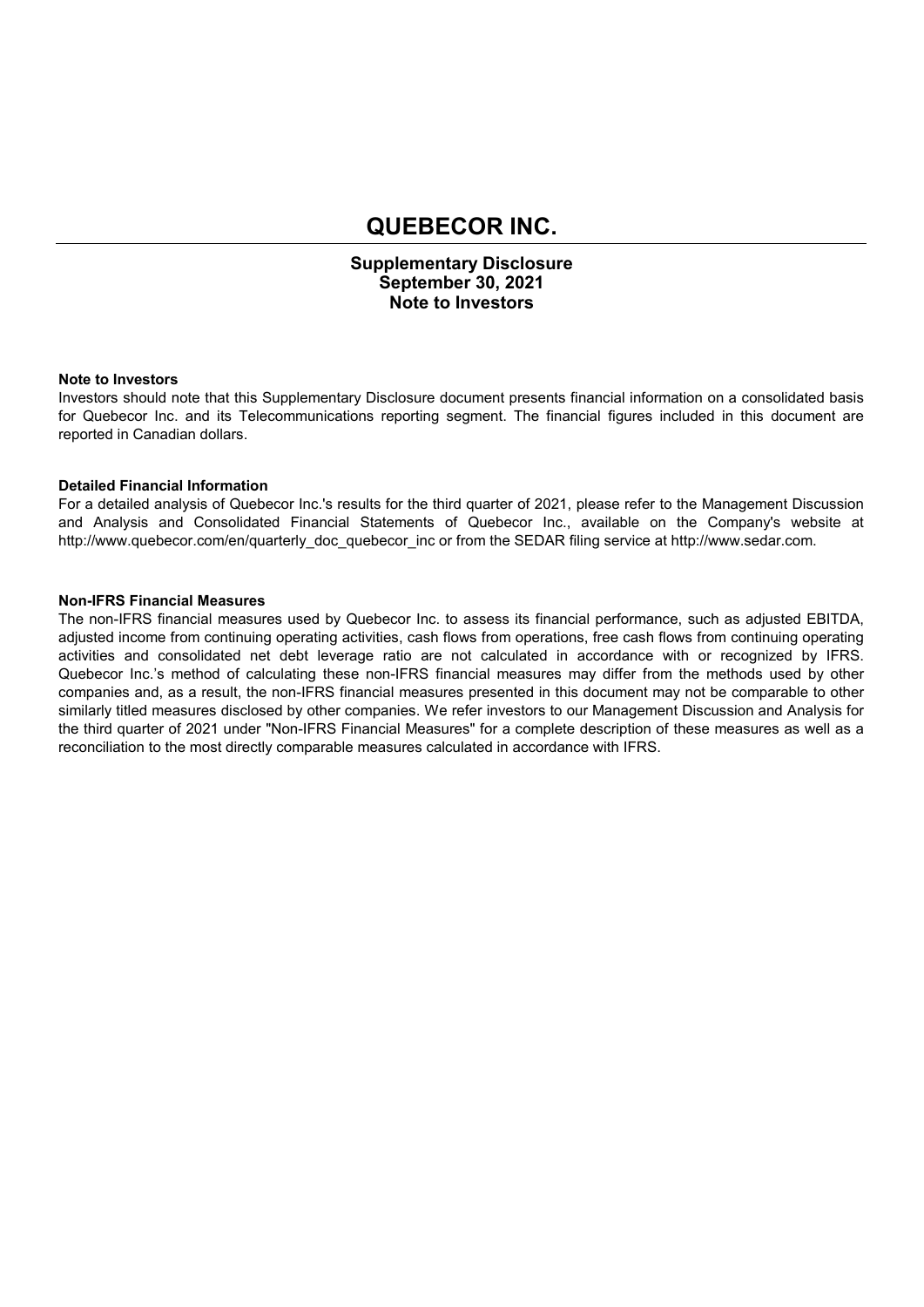# QUEBECOR INC.

**Supplementary Disclosure**
**September 30, 2021**
**Note to Investors**

**Note to Investors**

Investors should note that this Supplementary Disclosure document presents financial information on a consolidated basis for Quebecor Inc. and its Telecommunications reporting segment. The financial figures included in this document are reported in Canadian dollars.

**Detailed Financial Information**

For a detailed analysis of Quebecor Inc.'s results for the third quarter of 2021, please refer to the Management Discussion and Analysis and Consolidated Financial Statements of Quebecor Inc., available on the Company's website at http://www.quebecor.com/en/quarterly_doc_quebecor_inc or from the SEDAR filing service at http://www.sedar.com.

**Non-IFRS Financial Measures**

The non-IFRS financial measures used by Quebecor Inc. to assess its financial performance, such as adjusted EBITDA, adjusted income from continuing operating activities, cash flows from operations, free cash flows from continuing operating activities and consolidated net debt leverage ratio are not calculated in accordance with or recognized by IFRS. Quebecor Inc.'s method of calculating these non-IFRS financial measures may differ from the methods used by other companies and, as a result, the non-IFRS financial measures presented in this document may not be comparable to other similarly titled measures disclosed by other companies. We refer investors to our Management Discussion and Analysis for the third quarter of 2021 under "Non-IFRS Financial Measures" for a complete description of these measures as well as a reconciliation to the most directly comparable measures calculated in accordance with IFRS.